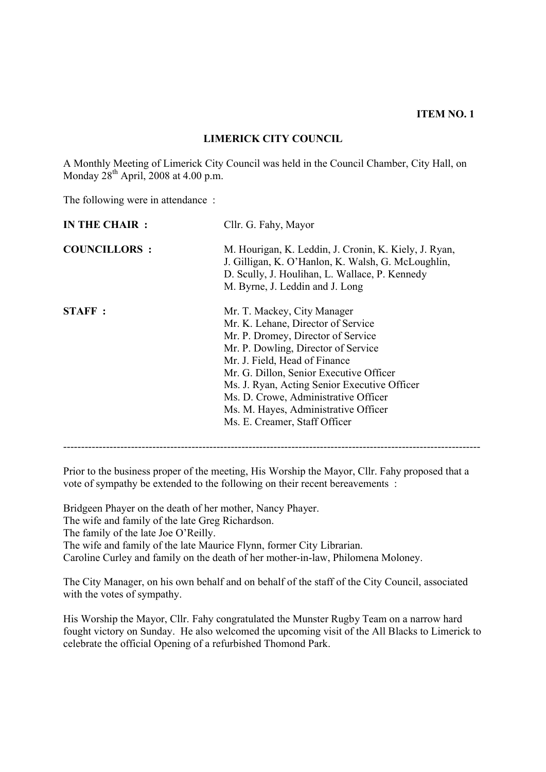**ITEM NO. 1**

# LIMERICK CITY COUNCIL

A Monthly Meeting of Limerick City Council was held in the Council Chamber, City Hall, on Monday 28th April, 2008 at 4.00 p.m.

The following were in attendance :

| | |
|---|---|
| **IN THE CHAIR :** | Cllr. G. Fahy, Mayor |
| **COUNCILLORS :** | M. Hourigan, K. Leddin, J. Cronin, K. Kiely, J. Ryan, J. Gilligan, K. O'Hanlon, K. Walsh, G. McLoughlin, D. Scully, J. Houlihan, L. Wallace, P. Kennedy M. Byrne, J. Leddin and J. Long |
| **STAFF :** | Mr. T. Mackey, City Manager<br>Mr. K. Lehane, Director of Service<br>Mr. P. Dromey, Director of Service<br>Mr. P. Dowling, Director of Service<br>Mr. J. Field, Head of Finance<br>Mr. G. Dillon, Senior Executive Officer<br>Ms. J. Ryan, Acting Senior Executive Officer<br>Ms. D. Crowe, Administrative Officer<br>Ms. M. Hayes, Administrative Officer<br>Ms. E. Creamer, Staff Officer |

---

Prior to the business proper of the meeting, His Worship the Mayor, Cllr. Fahy proposed that a vote of sympathy be extended to the following on their recent bereavements :

Bridgeen Phayer on the death of her mother, Nancy Phayer.
The wife and family of the late Greg Richardson.
The family of the late Joe O'Reilly.
The wife and family of the late Maurice Flynn, former City Librarian.
Caroline Curley and family on the death of her mother-in-law, Philomena Moloney.

The City Manager, on his own behalf and on behalf of the staff of the City Council, associated with the votes of sympathy.

His Worship the Mayor, Cllr. Fahy congratulated the Munster Rugby Team on a narrow hard fought victory on Sunday. He also welcomed the upcoming visit of the All Blacks to Limerick to celebrate the official Opening of a refurbished Thomond Park.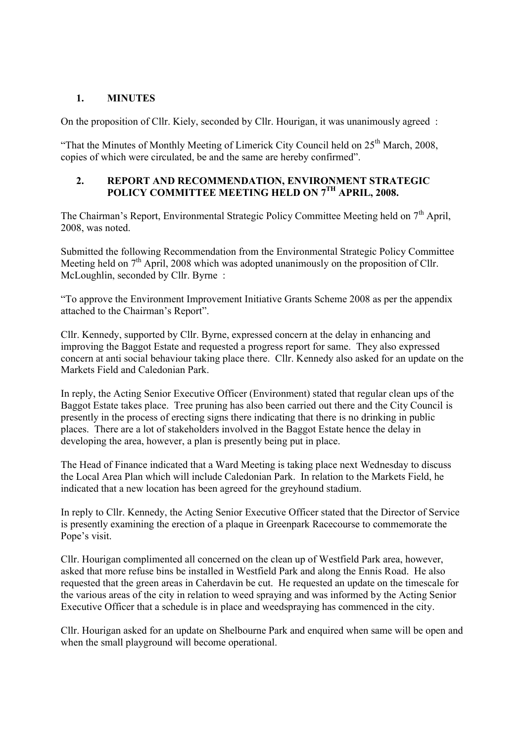## 1. MINUTES

On the proposition of Cllr. Kiely, seconded by Cllr. Hourigan, it was unanimously agreed :

"That the Minutes of Monthly Meeting of Limerick City Council held on 25th March, 2008, copies of which were circulated, be and the same are hereby confirmed".

## 2. REPORT AND RECOMMENDATION, ENVIRONMENT STRATEGIC POLICY COMMITTEE MEETING HELD ON 7TH APRIL, 2008.

The Chairman's Report, Environmental Strategic Policy Committee Meeting held on 7th April, 2008, was noted.

Submitted the following Recommendation from the Environmental Strategic Policy Committee Meeting held on 7th April, 2008 which was adopted unanimously on the proposition of Cllr. McLoughlin, seconded by Cllr. Byrne :

"To approve the Environment Improvement Initiative Grants Scheme 2008 as per the appendix attached to the Chairman's Report".

Cllr. Kennedy, supported by Cllr. Byrne, expressed concern at the delay in enhancing and improving the Baggot Estate and requested a progress report for same. They also expressed concern at anti social behaviour taking place there. Cllr. Kennedy also asked for an update on the Markets Field and Caledonian Park.

In reply, the Acting Senior Executive Officer (Environment) stated that regular clean ups of the Baggot Estate takes place. Tree pruning has also been carried out there and the City Council is presently in the process of erecting signs there indicating that there is no drinking in public places. There are a lot of stakeholders involved in the Baggot Estate hence the delay in developing the area, however, a plan is presently being put in place.

The Head of Finance indicated that a Ward Meeting is taking place next Wednesday to discuss the Local Area Plan which will include Caledonian Park. In relation to the Markets Field, he indicated that a new location has been agreed for the greyhound stadium.

In reply to Cllr. Kennedy, the Acting Senior Executive Officer stated that the Director of Service is presently examining the erection of a plaque in Greenpark Racecourse to commemorate the Pope's visit.

Cllr. Hourigan complimented all concerned on the clean up of Westfield Park area, however, asked that more refuse bins be installed in Westfield Park and along the Ennis Road. He also requested that the green areas in Caherdavin be cut. He requested an update on the timescale for the various areas of the city in relation to weed spraying and was informed by the Acting Senior Executive Officer that a schedule is in place and weedspraying has commenced in the city.

Cllr. Hourigan asked for an update on Shelbourne Park and enquired when same will be open and when the small playground will become operational.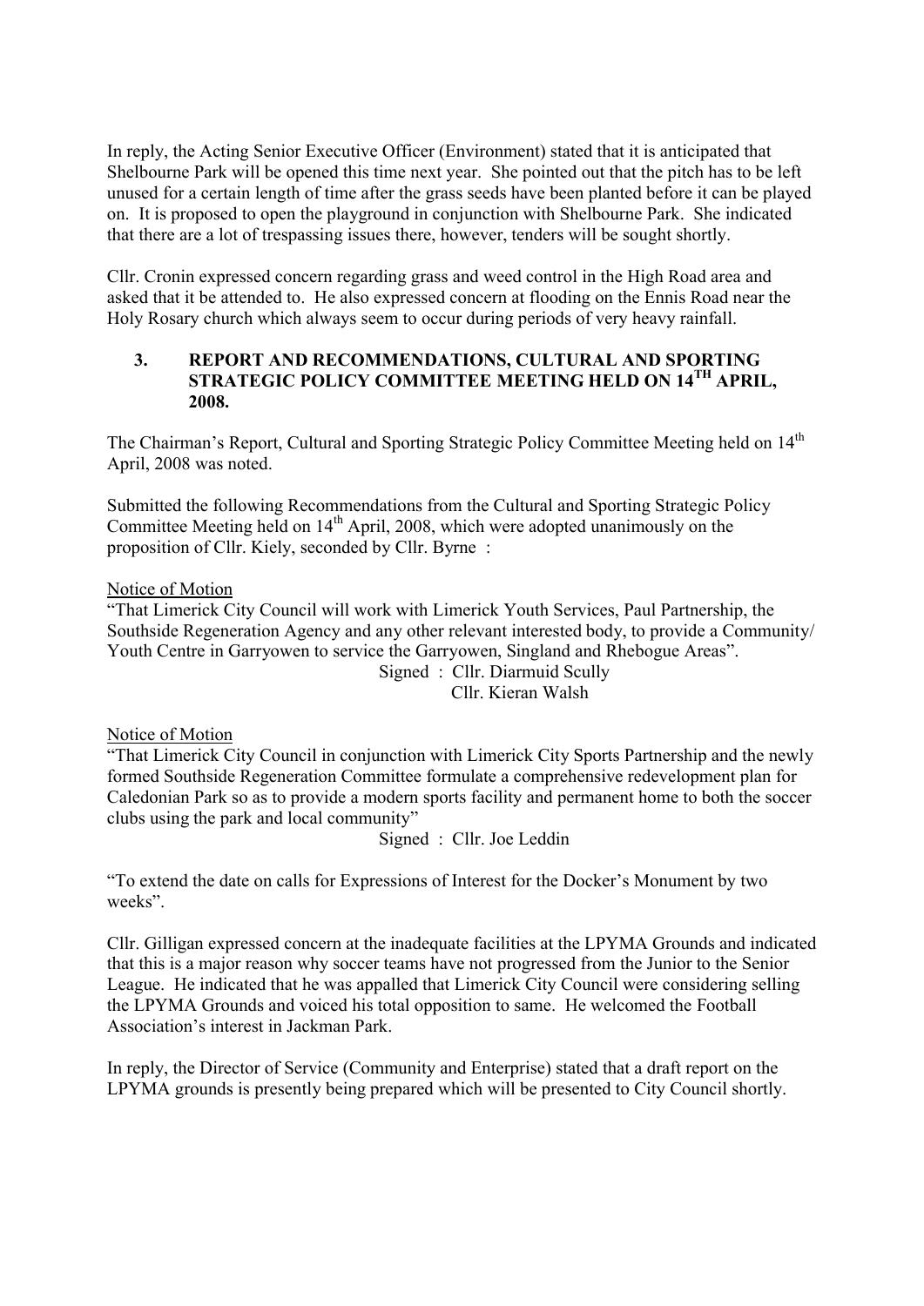In reply, the Acting Senior Executive Officer (Environment) stated that it is anticipated that Shelbourne Park will be opened this time next year. She pointed out that the pitch has to be left unused for a certain length of time after the grass seeds have been planted before it can be played on. It is proposed to open the playground in conjunction with Shelbourne Park. She indicated that there are a lot of trespassing issues there, however, tenders will be sought shortly.

Cllr. Cronin expressed concern regarding grass and weed control in the High Road area and asked that it be attended to. He also expressed concern at flooding on the Ennis Road near the Holy Rosary church which always seem to occur during periods of very heavy rainfall.

## 3. REPORT AND RECOMMENDATIONS, CULTURAL AND SPORTING STRATEGIC POLICY COMMITTEE MEETING HELD ON 14TH APRIL, 2008.

The Chairman's Report, Cultural and Sporting Strategic Policy Committee Meeting held on 14th April, 2008 was noted.

Submitted the following Recommendations from the Cultural and Sporting Strategic Policy Committee Meeting held on 14th April, 2008, which were adopted unanimously on the proposition of Cllr. Kiely, seconded by Cllr. Byrne :

Notice of Motion

"That Limerick City Council will work with Limerick Youth Services, Paul Partnership, the Southside Regeneration Agency and any other relevant interested body, to provide a Community/ Youth Centre in Garryowen to service the Garryowen, Singland and Rhebogue Areas".

Signed : Cllr. Diarmuid Scully
Cllr. Kieran Walsh

Notice of Motion

"That Limerick City Council in conjunction with Limerick City Sports Partnership and the newly formed Southside Regeneration Committee formulate a comprehensive redevelopment plan for Caledonian Park so as to provide a modern sports facility and permanent home to both the soccer clubs using the park and local community"

Signed : Cllr. Joe Leddin

"To extend the date on calls for Expressions of Interest for the Docker's Monument by two weeks".

Cllr. Gilligan expressed concern at the inadequate facilities at the LPYMA Grounds and indicated that this is a major reason why soccer teams have not progressed from the Junior to the Senior League. He indicated that he was appalled that Limerick City Council were considering selling the LPYMA Grounds and voiced his total opposition to same. He welcomed the Football Association's interest in Jackman Park.

In reply, the Director of Service (Community and Enterprise) stated that a draft report on the LPYMA grounds is presently being prepared which will be presented to City Council shortly.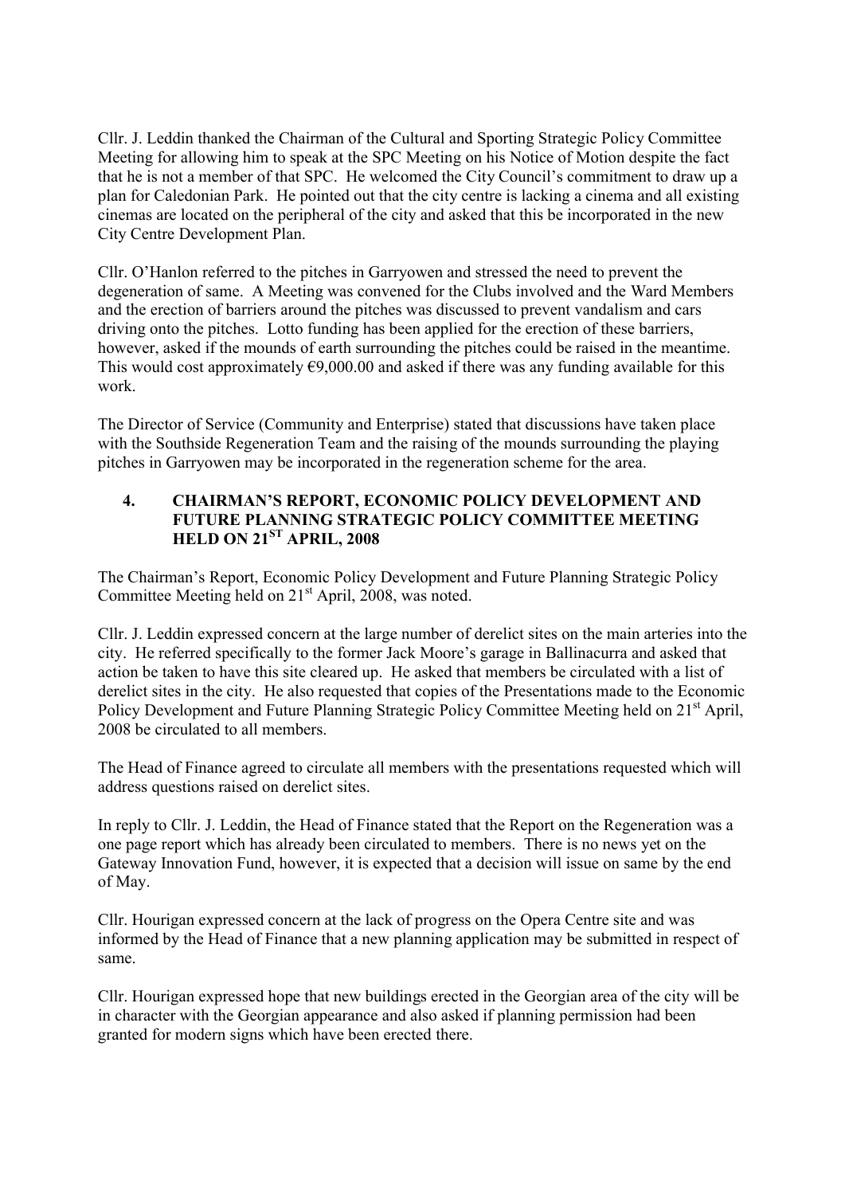Cllr. J. Leddin thanked the Chairman of the Cultural and Sporting Strategic Policy Committee Meeting for allowing him to speak at the SPC Meeting on his Notice of Motion despite the fact that he is not a member of that SPC. He welcomed the City Council's commitment to draw up a plan for Caledonian Park. He pointed out that the city centre is lacking a cinema and all existing cinemas are located on the peripheral of the city and asked that this be incorporated in the new City Centre Development Plan.

Cllr. O'Hanlon referred to the pitches in Garryowen and stressed the need to prevent the degeneration of same. A Meeting was convened for the Clubs involved and the Ward Members and the erection of barriers around the pitches was discussed to prevent vandalism and cars driving onto the pitches. Lotto funding has been applied for the erection of these barriers, however, asked if the mounds of earth surrounding the pitches could be raised in the meantime. This would cost approximately €9,000.00 and asked if there was any funding available for this work.

The Director of Service (Community and Enterprise) stated that discussions have taken place with the Southside Regeneration Team and the raising of the mounds surrounding the playing pitches in Garryowen may be incorporated in the regeneration scheme for the area.

## 4. CHAIRMAN'S REPORT, ECONOMIC POLICY DEVELOPMENT AND FUTURE PLANNING STRATEGIC POLICY COMMITTEE MEETING HELD ON 21ST APRIL, 2008

The Chairman's Report, Economic Policy Development and Future Planning Strategic Policy Committee Meeting held on 21st April, 2008, was noted.

Cllr. J. Leddin expressed concern at the large number of derelict sites on the main arteries into the city. He referred specifically to the former Jack Moore's garage in Ballinacurra and asked that action be taken to have this site cleared up. He asked that members be circulated with a list of derelict sites in the city. He also requested that copies of the Presentations made to the Economic Policy Development and Future Planning Strategic Policy Committee Meeting held on 21st April, 2008 be circulated to all members.

The Head of Finance agreed to circulate all members with the presentations requested which will address questions raised on derelict sites.

In reply to Cllr. J. Leddin, the Head of Finance stated that the Report on the Regeneration was a one page report which has already been circulated to members. There is no news yet on the Gateway Innovation Fund, however, it is expected that a decision will issue on same by the end of May.

Cllr. Hourigan expressed concern at the lack of progress on the Opera Centre site and was informed by the Head of Finance that a new planning application may be submitted in respect of same.

Cllr. Hourigan expressed hope that new buildings erected in the Georgian area of the city will be in character with the Georgian appearance and also asked if planning permission had been granted for modern signs which have been erected there.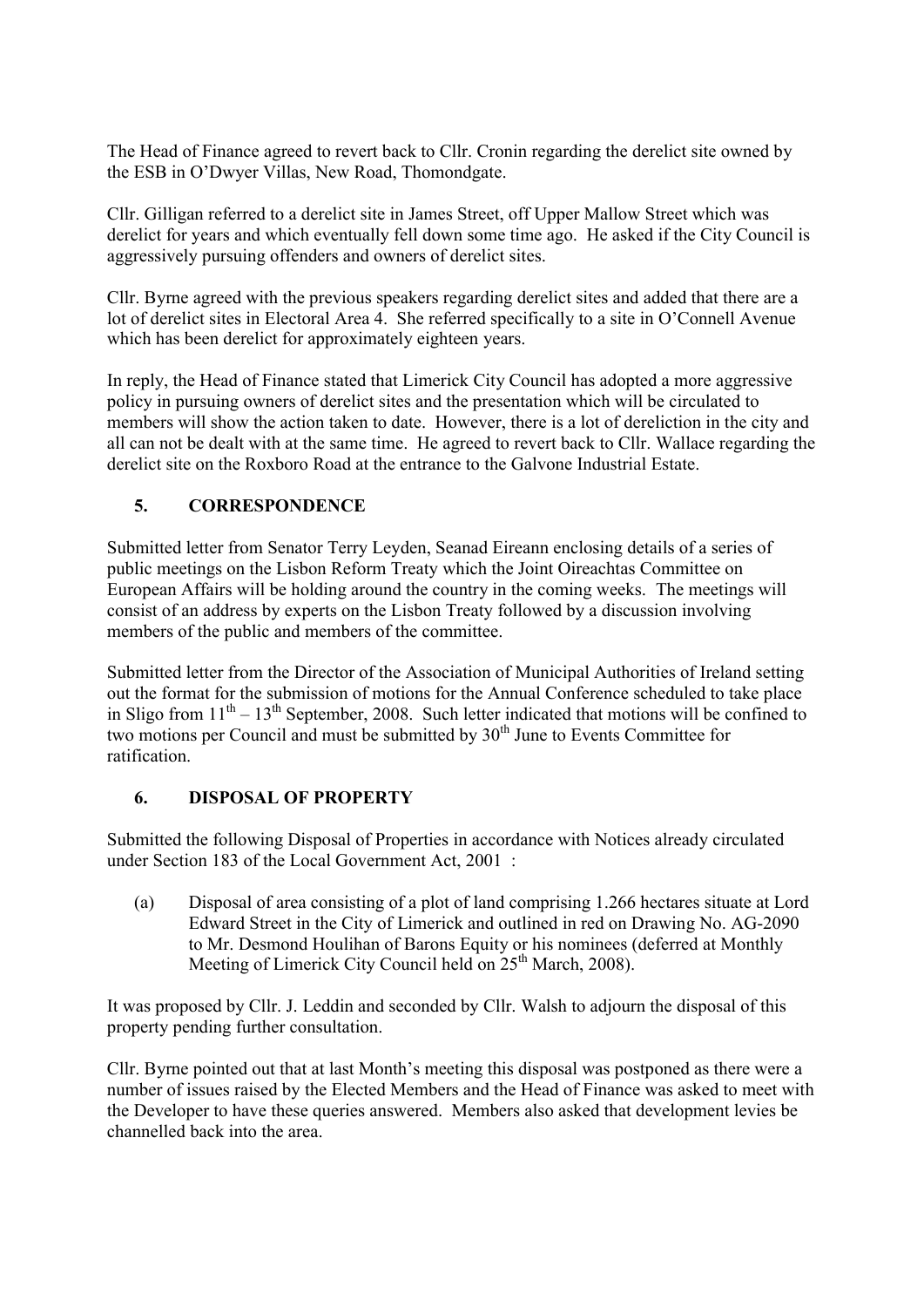The Head of Finance agreed to revert back to Cllr. Cronin regarding the derelict site owned by the ESB in O'Dwyer Villas, New Road, Thomondgate.

Cllr. Gilligan referred to a derelict site in James Street, off Upper Mallow Street which was derelict for years and which eventually fell down some time ago. He asked if the City Council is aggressively pursuing offenders and owners of derelict sites.

Cllr. Byrne agreed with the previous speakers regarding derelict sites and added that there are a lot of derelict sites in Electoral Area 4. She referred specifically to a site in O'Connell Avenue which has been derelict for approximately eighteen years.

In reply, the Head of Finance stated that Limerick City Council has adopted a more aggressive policy in pursuing owners of derelict sites and the presentation which will be circulated to members will show the action taken to date. However, there is a lot of dereliction in the city and all can not be dealt with at the same time. He agreed to revert back to Cllr. Wallace regarding the derelict site on the Roxboro Road at the entrance to the Galvone Industrial Estate.

## 5. CORRESPONDENCE

Submitted letter from Senator Terry Leyden, Seanad Eireann enclosing details of a series of public meetings on the Lisbon Reform Treaty which the Joint Oireachtas Committee on European Affairs will be holding around the country in the coming weeks. The meetings will consist of an address by experts on the Lisbon Treaty followed by a discussion involving members of the public and members of the committee.

Submitted letter from the Director of the Association of Municipal Authorities of Ireland setting out the format for the submission of motions for the Annual Conference scheduled to take place in Sligo from 11th – 13th September, 2008. Such letter indicated that motions will be confined to two motions per Council and must be submitted by 30th June to Events Committee for ratification.

## 6. DISPOSAL OF PROPERTY

Submitted the following Disposal of Properties in accordance with Notices already circulated under Section 183 of the Local Government Act, 2001 :

(a) Disposal of area consisting of a plot of land comprising 1.266 hectares situate at Lord Edward Street in the City of Limerick and outlined in red on Drawing No. AG-2090 to Mr. Desmond Houlihan of Barons Equity or his nominees (deferred at Monthly Meeting of Limerick City Council held on 25th March, 2008).

It was proposed by Cllr. J. Leddin and seconded by Cllr. Walsh to adjourn the disposal of this property pending further consultation.

Cllr. Byrne pointed out that at last Month's meeting this disposal was postponed as there were a number of issues raised by the Elected Members and the Head of Finance was asked to meet with the Developer to have these queries answered. Members also asked that development levies be channelled back into the area.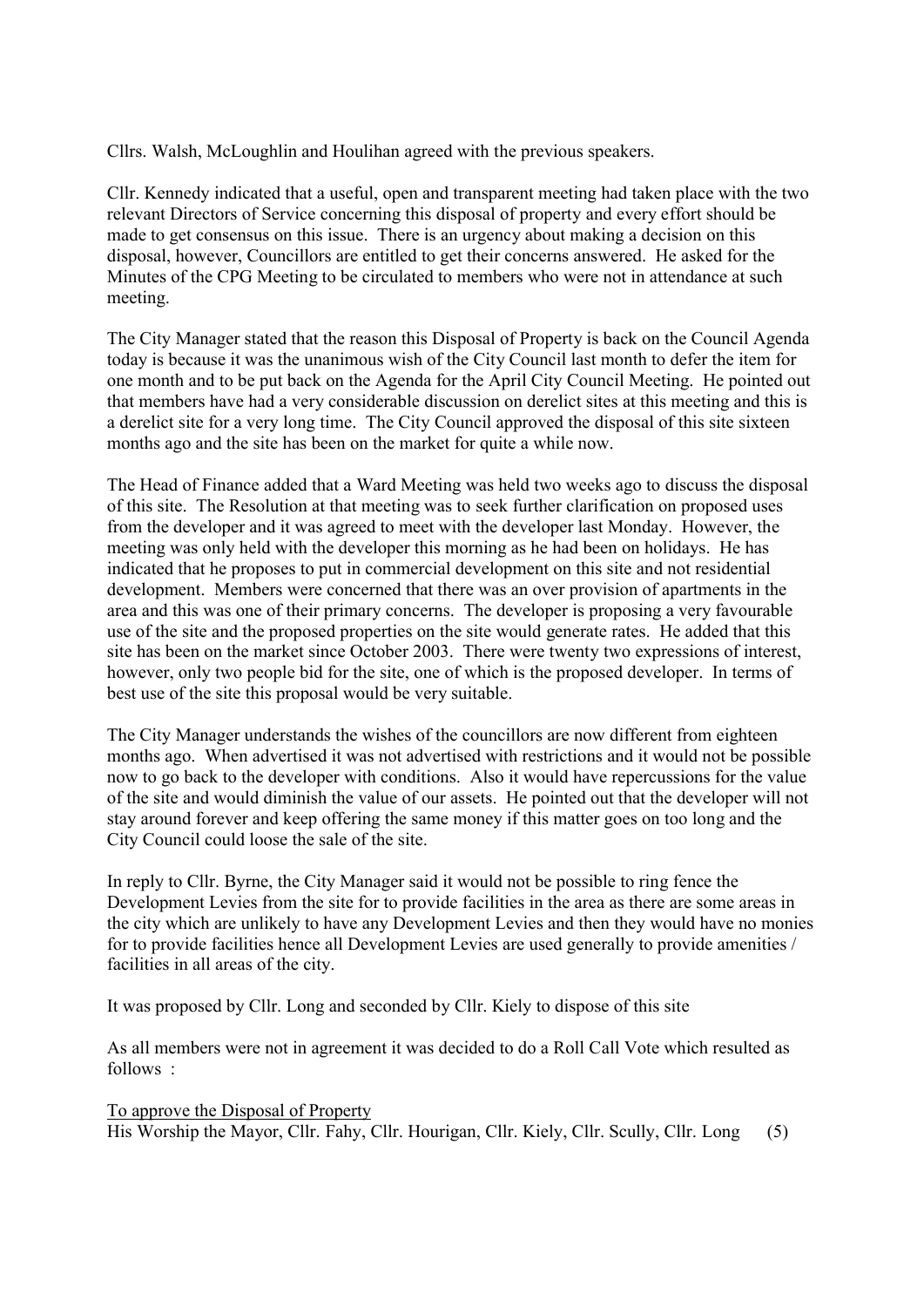Cllrs. Walsh, McLoughlin and Houlihan agreed with the previous speakers.

Cllr. Kennedy indicated that a useful, open and transparent meeting had taken place with the two relevant Directors of Service concerning this disposal of property and every effort should be made to get consensus on this issue. There is an urgency about making a decision on this disposal, however, Councillors are entitled to get their concerns answered. He asked for the Minutes of the CPG Meeting to be circulated to members who were not in attendance at such meeting.

The City Manager stated that the reason this Disposal of Property is back on the Council Agenda today is because it was the unanimous wish of the City Council last month to defer the item for one month and to be put back on the Agenda for the April City Council Meeting. He pointed out that members have had a very considerable discussion on derelict sites at this meeting and this is a derelict site for a very long time. The City Council approved the disposal of this site sixteen months ago and the site has been on the market for quite a while now.

The Head of Finance added that a Ward Meeting was held two weeks ago to discuss the disposal of this site. The Resolution at that meeting was to seek further clarification on proposed uses from the developer and it was agreed to meet with the developer last Monday. However, the meeting was only held with the developer this morning as he had been on holidays. He has indicated that he proposes to put in commercial development on this site and not residential development. Members were concerned that there was an over provision of apartments in the area and this was one of their primary concerns. The developer is proposing a very favourable use of the site and the proposed properties on the site would generate rates. He added that this site has been on the market since October 2003. There were twenty two expressions of interest, however, only two people bid for the site, one of which is the proposed developer. In terms of best use of the site this proposal would be very suitable.

The City Manager understands the wishes of the councillors are now different from eighteen months ago. When advertised it was not advertised with restrictions and it would not be possible now to go back to the developer with conditions. Also it would have repercussions for the value of the site and would diminish the value of our assets. He pointed out that the developer will not stay around forever and keep offering the same money if this matter goes on too long and the City Council could loose the sale of the site.

In reply to Cllr. Byrne, the City Manager said it would not be possible to ring fence the Development Levies from the site for to provide facilities in the area as there are some areas in the city which are unlikely to have any Development Levies and then they would have no monies for to provide facilities hence all Development Levies are used generally to provide amenities / facilities in all areas of the city.

It was proposed by Cllr. Long and seconded by Cllr. Kiely to dispose of this site

As all members were not in agreement it was decided to do a Roll Call Vote which resulted as follows :

<u>To approve the Disposal of Property</u>
His Worship the Mayor, Cllr. Fahy, Cllr. Hourigan, Cllr. Kiely, Cllr. Scully, Cllr. Long (5)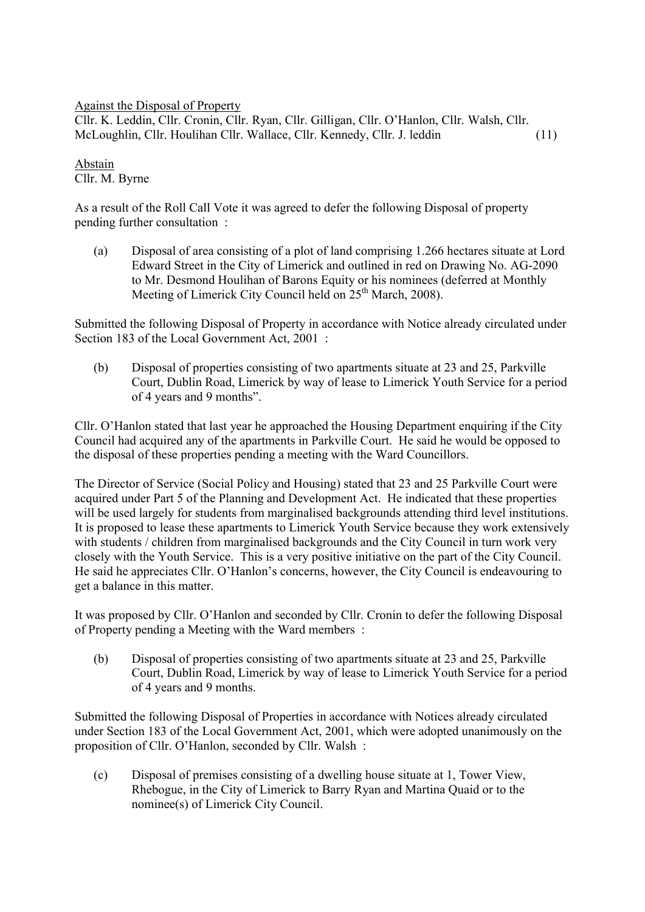<u>Against the Disposal of Property</u>

Cllr. K. Leddin, Cllr. Cronin, Cllr. Ryan, Cllr. Gilligan, Cllr. O'Hanlon, Cllr. Walsh, Cllr. McLoughlin, Cllr. Houlihan Cllr. Wallace, Cllr. Kennedy, Cllr. J. leddin (11)

<u>Abstain</u>

Cllr. M. Byrne

As a result of the Roll Call Vote it was agreed to defer the following Disposal of property pending further consultation :

(a) Disposal of area consisting of a plot of land comprising 1.266 hectares situate at Lord Edward Street in the City of Limerick and outlined in red on Drawing No. AG-2090 to Mr. Desmond Houlihan of Barons Equity or his nominees (deferred at Monthly Meeting of Limerick City Council held on 25th March, 2008).

Submitted the following Disposal of Property in accordance with Notice already circulated under Section 183 of the Local Government Act, 2001 :

(b) Disposal of properties consisting of two apartments situate at 23 and 25, Parkville Court, Dublin Road, Limerick by way of lease to Limerick Youth Service for a period of 4 years and 9 months".

Cllr. O'Hanlon stated that last year he approached the Housing Department enquiring if the City Council had acquired any of the apartments in Parkville Court. He said he would be opposed to the disposal of these properties pending a meeting with the Ward Councillors.

The Director of Service (Social Policy and Housing) stated that 23 and 25 Parkville Court were acquired under Part 5 of the Planning and Development Act. He indicated that these properties will be used largely for students from marginalised backgrounds attending third level institutions. It is proposed to lease these apartments to Limerick Youth Service because they work extensively with students / children from marginalised backgrounds and the City Council in turn work very closely with the Youth Service. This is a very positive initiative on the part of the City Council. He said he appreciates Cllr. O'Hanlon's concerns, however, the City Council is endeavouring to get a balance in this matter.

It was proposed by Cllr. O'Hanlon and seconded by Cllr. Cronin to defer the following Disposal of Property pending a Meeting with the Ward members :

(b) Disposal of properties consisting of two apartments situate at 23 and 25, Parkville Court, Dublin Road, Limerick by way of lease to Limerick Youth Service for a period of 4 years and 9 months.

Submitted the following Disposal of Properties in accordance with Notices already circulated under Section 183 of the Local Government Act, 2001, which were adopted unanimously on the proposition of Cllr. O'Hanlon, seconded by Cllr. Walsh :

(c) Disposal of premises consisting of a dwelling house situate at 1, Tower View, Rhebogue, in the City of Limerick to Barry Ryan and Martina Quaid or to the nominee(s) of Limerick City Council.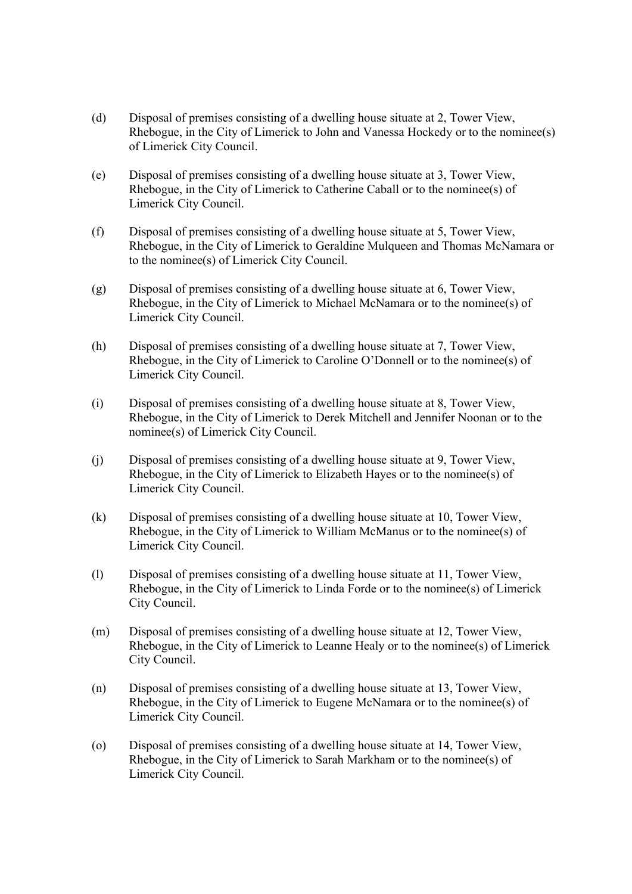(d) Disposal of premises consisting of a dwelling house situate at 2, Tower View, Rhebogue, in the City of Limerick to John and Vanessa Hockedy or to the nominee(s) of Limerick City Council.

(e) Disposal of premises consisting of a dwelling house situate at 3, Tower View, Rhebogue, in the City of Limerick to Catherine Caball or to the nominee(s) of Limerick City Council.

(f) Disposal of premises consisting of a dwelling house situate at 5, Tower View, Rhebogue, in the City of Limerick to Geraldine Mulqueen and Thomas McNamara or to the nominee(s) of Limerick City Council.

(g) Disposal of premises consisting of a dwelling house situate at 6, Tower View, Rhebogue, in the City of Limerick to Michael McNamara or to the nominee(s) of Limerick City Council.

(h) Disposal of premises consisting of a dwelling house situate at 7, Tower View, Rhebogue, in the City of Limerick to Caroline O'Donnell or to the nominee(s) of Limerick City Council.

(i) Disposal of premises consisting of a dwelling house situate at 8, Tower View, Rhebogue, in the City of Limerick to Derek Mitchell and Jennifer Noonan or to the nominee(s) of Limerick City Council.

(j) Disposal of premises consisting of a dwelling house situate at 9, Tower View, Rhebogue, in the City of Limerick to Elizabeth Hayes or to the nominee(s) of Limerick City Council.

(k) Disposal of premises consisting of a dwelling house situate at 10, Tower View, Rhebogue, in the City of Limerick to William McManus or to the nominee(s) of Limerick City Council.

(l) Disposal of premises consisting of a dwelling house situate at 11, Tower View, Rhebogue, in the City of Limerick to Linda Forde or to the nominee(s) of Limerick City Council.

(m) Disposal of premises consisting of a dwelling house situate at 12, Tower View, Rhebogue, in the City of Limerick to Leanne Healy or to the nominee(s) of Limerick City Council.

(n) Disposal of premises consisting of a dwelling house situate at 13, Tower View, Rhebogue, in the City of Limerick to Eugene McNamara or to the nominee(s) of Limerick City Council.

(o) Disposal of premises consisting of a dwelling house situate at 14, Tower View, Rhebogue, in the City of Limerick to Sarah Markham or to the nominee(s) of Limerick City Council.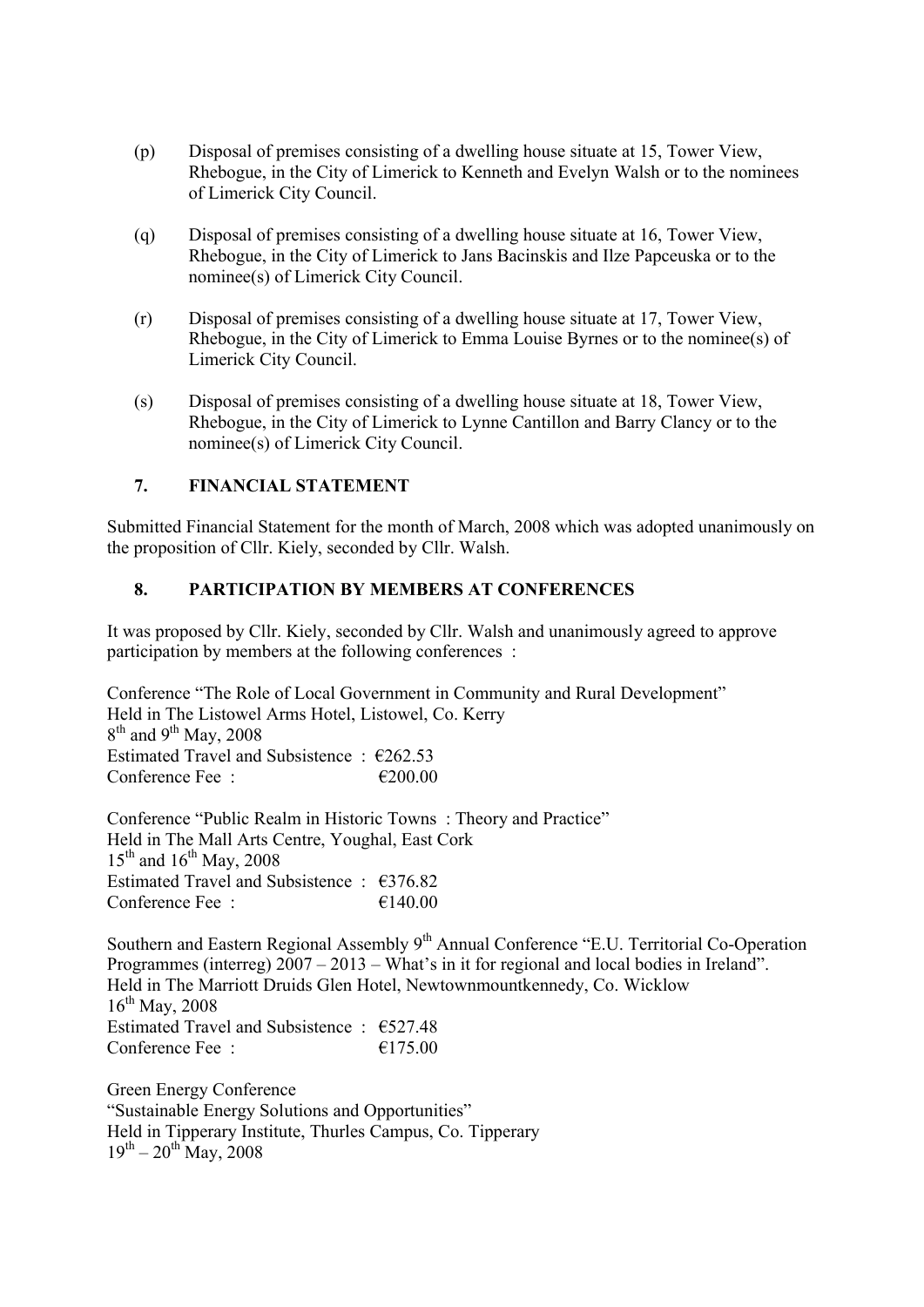(p) Disposal of premises consisting of a dwelling house situate at 15, Tower View, Rhebogue, in the City of Limerick to Kenneth and Evelyn Walsh or to the nominees of Limerick City Council.

(q) Disposal of premises consisting of a dwelling house situate at 16, Tower View, Rhebogue, in the City of Limerick to Jans Bacinskis and Ilze Papceuska or to the nominee(s) of Limerick City Council.

(r) Disposal of premises consisting of a dwelling house situate at 17, Tower View, Rhebogue, in the City of Limerick to Emma Louise Byrnes or to the nominee(s) of Limerick City Council.

(s) Disposal of premises consisting of a dwelling house situate at 18, Tower View, Rhebogue, in the City of Limerick to Lynne Cantillon and Barry Clancy or to the nominee(s) of Limerick City Council.

## 7. FINANCIAL STATEMENT

Submitted Financial Statement for the month of March, 2008 which was adopted unanimously on the proposition of Cllr. Kiely, seconded by Cllr. Walsh.

## 8. PARTICIPATION BY MEMBERS AT CONFERENCES

It was proposed by Cllr. Kiely, seconded by Cllr. Walsh and unanimously agreed to approve participation by members at the following conferences :

Conference "The Role of Local Government in Community and Rural Development"
Held in The Listowel Arms Hotel, Listowel, Co. Kerry
8th and 9th May, 2008
Estimated Travel and Subsistence : €262.53
Conference Fee : €200.00

Conference "Public Realm in Historic Towns : Theory and Practice"
Held in The Mall Arts Centre, Youghal, East Cork
15th and 16th May, 2008
Estimated Travel and Subsistence : €376.82
Conference Fee : €140.00

Southern and Eastern Regional Assembly 9th Annual Conference "E.U. Territorial Co-Operation Programmes (interreg) 2007 – 2013 – What's in it for regional and local bodies in Ireland".
Held in The Marriott Druids Glen Hotel, Newtownmountkennedy, Co. Wicklow
16th May, 2008
Estimated Travel and Subsistence : €527.48
Conference Fee : €175.00

Green Energy Conference
"Sustainable Energy Solutions and Opportunities"
Held in Tipperary Institute, Thurles Campus, Co. Tipperary
19th – 20th May, 2008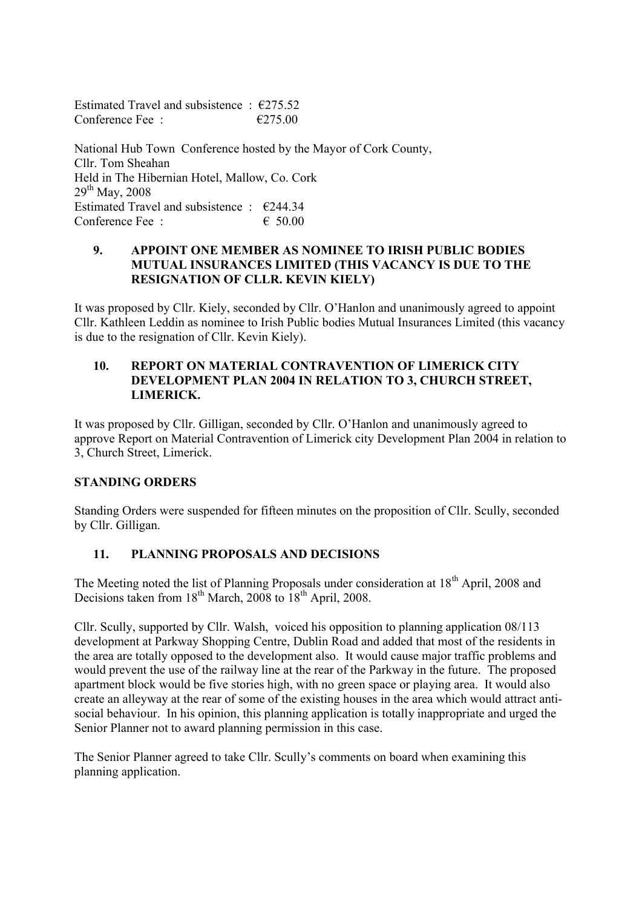Estimated Travel and subsistence : €275.52
Conference Fee : €275.00

National Hub Town Conference hosted by the Mayor of Cork County,
Cllr. Tom Sheahan
Held in The Hibernian Hotel, Mallow, Co. Cork
29th May, 2008
Estimated Travel and subsistence : €244.34
Conference Fee : € 50.00

## 9. APPOINT ONE MEMBER AS NOMINEE TO IRISH PUBLIC BODIES MUTUAL INSURANCES LIMITED (THIS VACANCY IS DUE TO THE RESIGNATION OF CLLR. KEVIN KIELY)

It was proposed by Cllr. Kiely, seconded by Cllr. O'Hanlon and unanimously agreed to appoint Cllr. Kathleen Leddin as nominee to Irish Public bodies Mutual Insurances Limited (this vacancy is due to the resignation of Cllr. Kevin Kiely).

## 10. REPORT ON MATERIAL CONTRAVENTION OF LIMERICK CITY DEVELOPMENT PLAN 2004 IN RELATION TO 3, CHURCH STREET, LIMERICK.

It was proposed by Cllr. Gilligan, seconded by Cllr. O'Hanlon and unanimously agreed to approve Report on Material Contravention of Limerick city Development Plan 2004 in relation to 3, Church Street, Limerick.

## STANDING ORDERS

Standing Orders were suspended for fifteen minutes on the proposition of Cllr. Scully, seconded by Cllr. Gilligan.

## 11. PLANNING PROPOSALS AND DECISIONS

The Meeting noted the list of Planning Proposals under consideration at 18th April, 2008 and Decisions taken from 18th March, 2008 to 18th April, 2008.

Cllr. Scully, supported by Cllr. Walsh, voiced his opposition to planning application 08/113 development at Parkway Shopping Centre, Dublin Road and added that most of the residents in the area are totally opposed to the development also. It would cause major traffic problems and would prevent the use of the railway line at the rear of the Parkway in the future. The proposed apartment block would be five stories high, with no green space or playing area. It would also create an alleyway at the rear of some of the existing houses in the area which would attract anti-social behaviour. In his opinion, this planning application is totally inappropriate and urged the Senior Planner not to award planning permission in this case.

The Senior Planner agreed to take Cllr. Scully's comments on board when examining this planning application.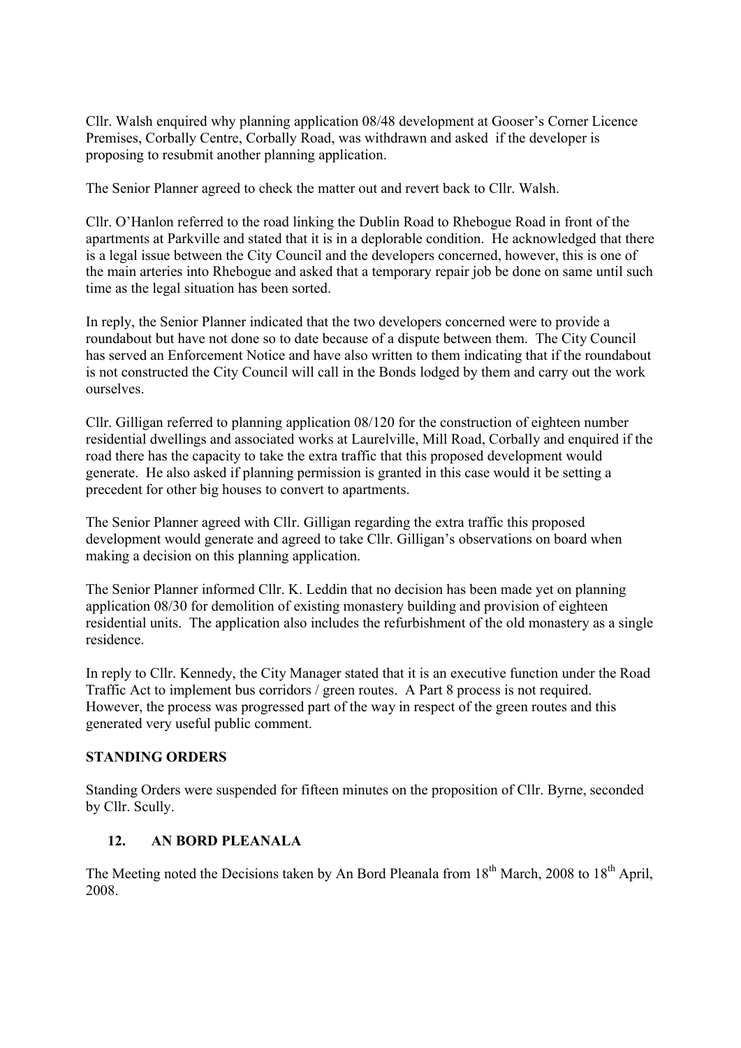Cllr. Walsh enquired why planning application 08/48 development at Gooser's Corner Licence Premises, Corbally Centre, Corbally Road, was withdrawn and asked if the developer is proposing to resubmit another planning application.

The Senior Planner agreed to check the matter out and revert back to Cllr. Walsh.

Cllr. O'Hanlon referred to the road linking the Dublin Road to Rhebogue Road in front of the apartments at Parkville and stated that it is in a deplorable condition. He acknowledged that there is a legal issue between the City Council and the developers concerned, however, this is one of the main arteries into Rhebogue and asked that a temporary repair job be done on same until such time as the legal situation has been sorted.

In reply, the Senior Planner indicated that the two developers concerned were to provide a roundabout but have not done so to date because of a dispute between them. The City Council has served an Enforcement Notice and have also written to them indicating that if the roundabout is not constructed the City Council will call in the Bonds lodged by them and carry out the work ourselves.

Cllr. Gilligan referred to planning application 08/120 for the construction of eighteen number residential dwellings and associated works at Laurelville, Mill Road, Corbally and enquired if the road there has the capacity to take the extra traffic that this proposed development would generate. He also asked if planning permission is granted in this case would it be setting a precedent for other big houses to convert to apartments.

The Senior Planner agreed with Cllr. Gilligan regarding the extra traffic this proposed development would generate and agreed to take Cllr. Gilligan's observations on board when making a decision on this planning application.

The Senior Planner informed Cllr. K. Leddin that no decision has been made yet on planning application 08/30 for demolition of existing monastery building and provision of eighteen residential units. The application also includes the refurbishment of the old monastery as a single residence.

In reply to Cllr. Kennedy, the City Manager stated that it is an executive function under the Road Traffic Act to implement bus corridors / green routes. A Part 8 process is not required. However, the process was progressed part of the way in respect of the green routes and this generated very useful public comment.

**STANDING ORDERS**

Standing Orders were suspended for fifteen minutes on the proposition of Cllr. Byrne, seconded by Cllr. Scully.

**12. AN BORD PLEANALA**

The Meeting noted the Decisions taken by An Bord Pleanala from 18th March, 2008 to 18th April, 2008.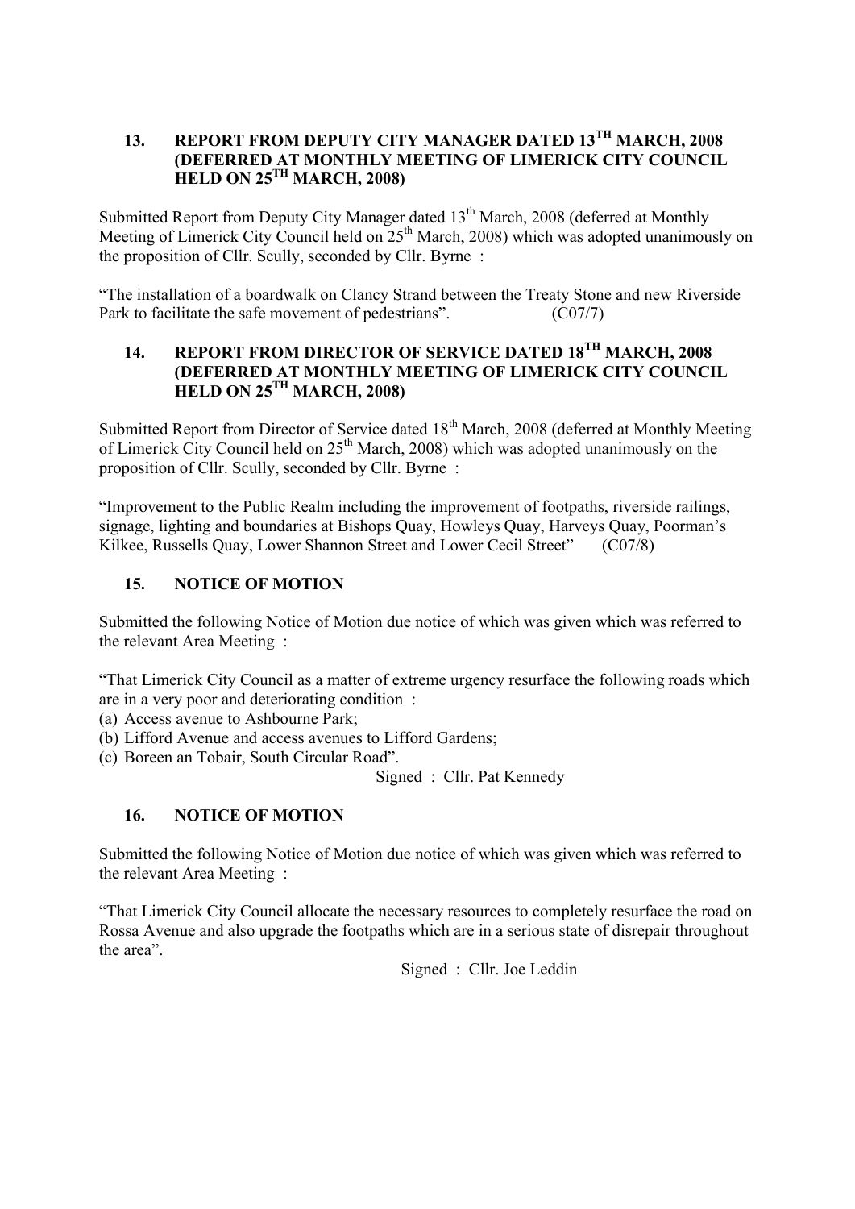## 13. REPORT FROM DEPUTY CITY MANAGER DATED 13TH MARCH, 2008 (DEFERRED AT MONTHLY MEETING OF LIMERICK CITY COUNCIL HELD ON 25TH MARCH, 2008)

Submitted Report from Deputy City Manager dated 13th March, 2008 (deferred at Monthly Meeting of Limerick City Council held on 25th March, 2008) which was adopted unanimously on the proposition of Cllr. Scully, seconded by Cllr. Byrne :

"The installation of a boardwalk on Clancy Strand between the Treaty Stone and new Riverside Park to facilitate the safe movement of pedestrians". (C07/7)

## 14. REPORT FROM DIRECTOR OF SERVICE DATED 18TH MARCH, 2008 (DEFERRED AT MONTHLY MEETING OF LIMERICK CITY COUNCIL HELD ON 25TH MARCH, 2008)

Submitted Report from Director of Service dated 18th March, 2008 (deferred at Monthly Meeting of Limerick City Council held on 25th March, 2008) which was adopted unanimously on the proposition of Cllr. Scully, seconded by Cllr. Byrne :

"Improvement to the Public Realm including the improvement of footpaths, riverside railings, signage, lighting and boundaries at Bishops Quay, Howleys Quay, Harveys Quay, Poorman's Kilkee, Russells Quay, Lower Shannon Street and Lower Cecil Street" (C07/8)

## 15. NOTICE OF MOTION

Submitted the following Notice of Motion due notice of which was given which was referred to the relevant Area Meeting :

"That Limerick City Council as a matter of extreme urgency resurface the following roads which are in a very poor and deteriorating condition :

(a) Access avenue to Ashbourne Park;
(b) Lifford Avenue and access avenues to Lifford Gardens;
(c) Boreen an Tobair, South Circular Road".

Signed : Cllr. Pat Kennedy

## 16. NOTICE OF MOTION

Submitted the following Notice of Motion due notice of which was given which was referred to the relevant Area Meeting :

"That Limerick City Council allocate the necessary resources to completely resurface the road on Rossa Avenue and also upgrade the footpaths which are in a serious state of disrepair throughout the area".

Signed : Cllr. Joe Leddin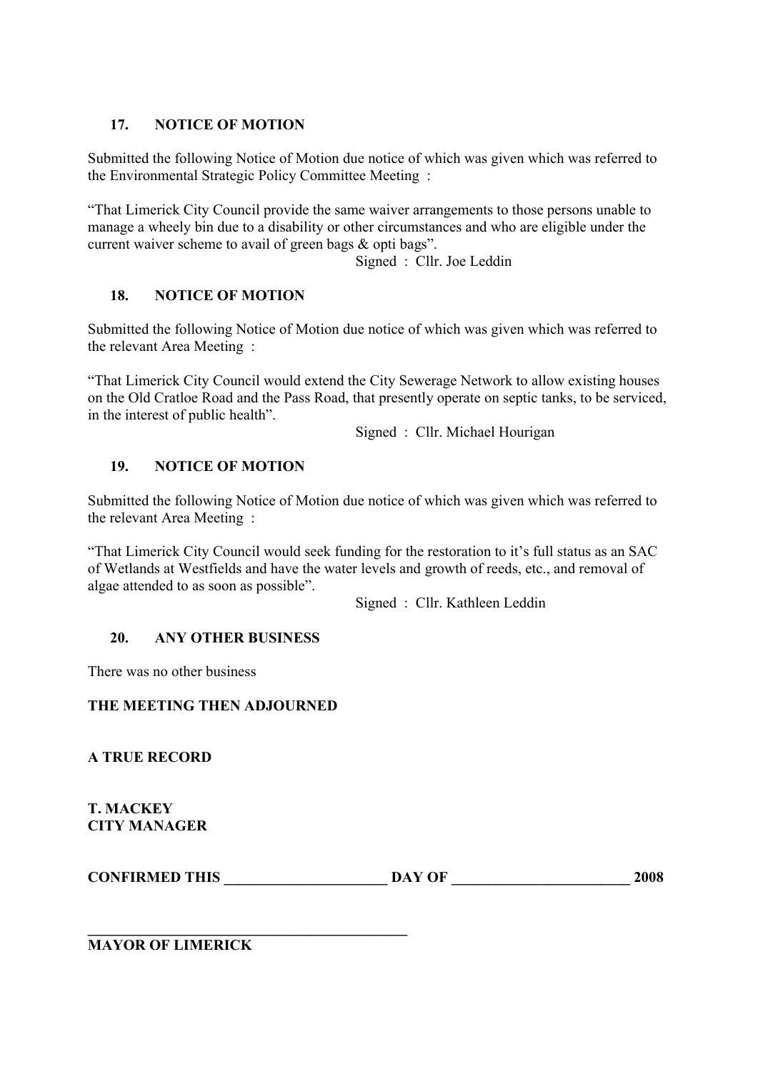### 17. NOTICE OF MOTION

Submitted the following Notice of Motion due notice of which was given which was referred to the Environmental Strategic Policy Committee Meeting :

"That Limerick City Council provide the same waiver arrangements to those persons unable to manage a wheely bin due to a disability or other circumstances and who are eligible under the current waiver scheme to avail of green bags & opti bags".

Signed : Cllr. Joe Leddin

### 18. NOTICE OF MOTION

Submitted the following Notice of Motion due notice of which was given which was referred to the relevant Area Meeting :

"That Limerick City Council would extend the City Sewerage Network to allow existing houses on the Old Cratloe Road and the Pass Road, that presently operate on septic tanks, to be serviced, in the interest of public health".

Signed : Cllr. Michael Hourigan

### 19. NOTICE OF MOTION

Submitted the following Notice of Motion due notice of which was given which was referred to the relevant Area Meeting :

"That Limerick City Council would seek funding for the restoration to it's full status as an SAC of Wetlands at Westfields and have the water levels and growth of reeds, etc., and removal of algae attended to as soon as possible".

Signed : Cllr. Kathleen Leddin

### 20. ANY OTHER BUSINESS

There was no other business

**THE MEETING THEN ADJOURNED**

**A TRUE RECORD**

**T. MACKEY**
**CITY MANAGER**

**CONFIRMED THIS ______________________ DAY OF ________________________ 2008**

**_____________________________________________**
**MAYOR OF LIMERICK**